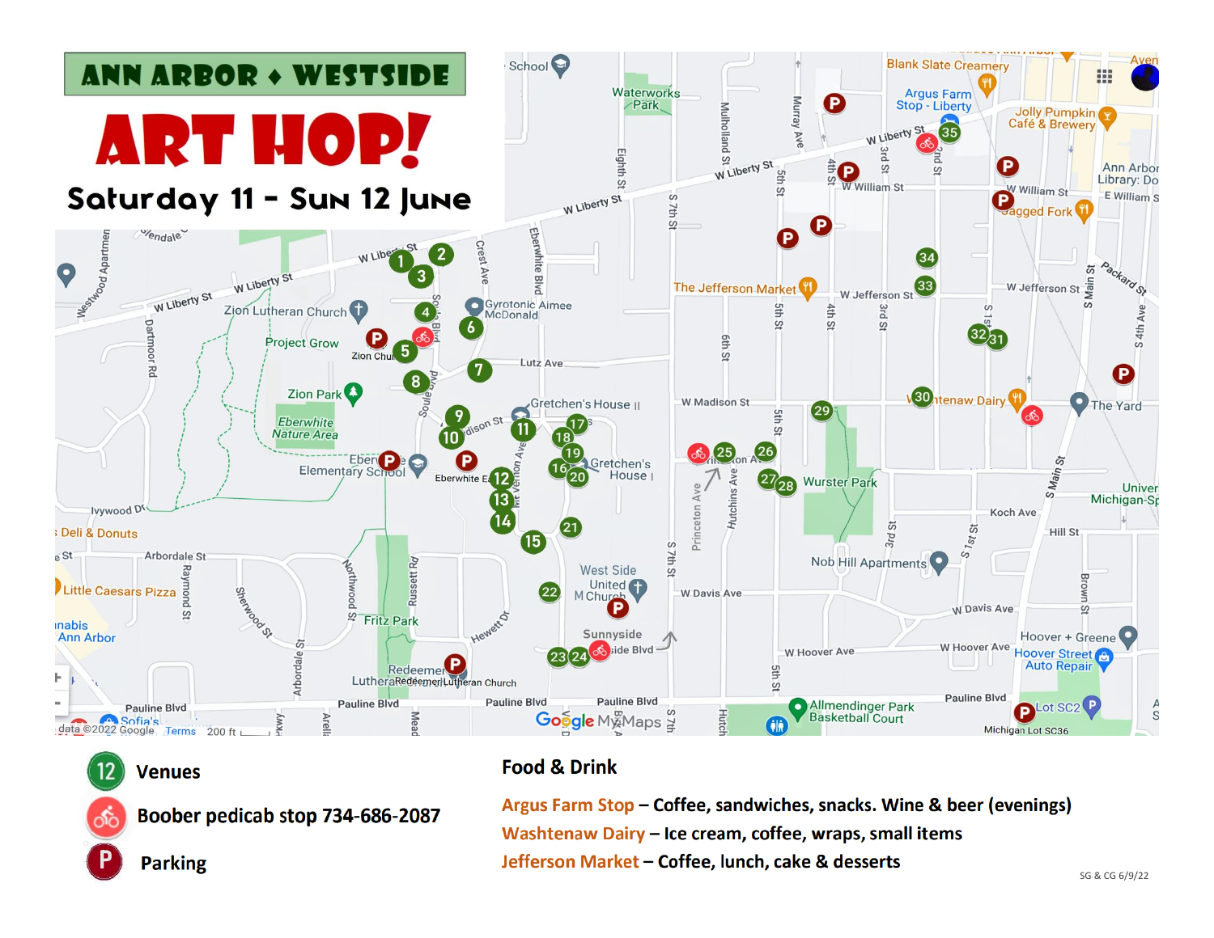# ANN ARBOR ♦ WESTSIDE

# ART HOP!

## Saturday 11 – Sun 12 June

12 Venues

Boober pedicab stop 734-686-2087

Parking

## Food & Drink

**Argus Farm Stop** – Coffee, sandwiches, snacks. Wine & beer (evenings)

**Washtenaw Dairy** – Ice cream, coffee, wraps, small items

**Jefferson Market** – Coffee, lunch, cake & desserts

SG & CG 6/9/22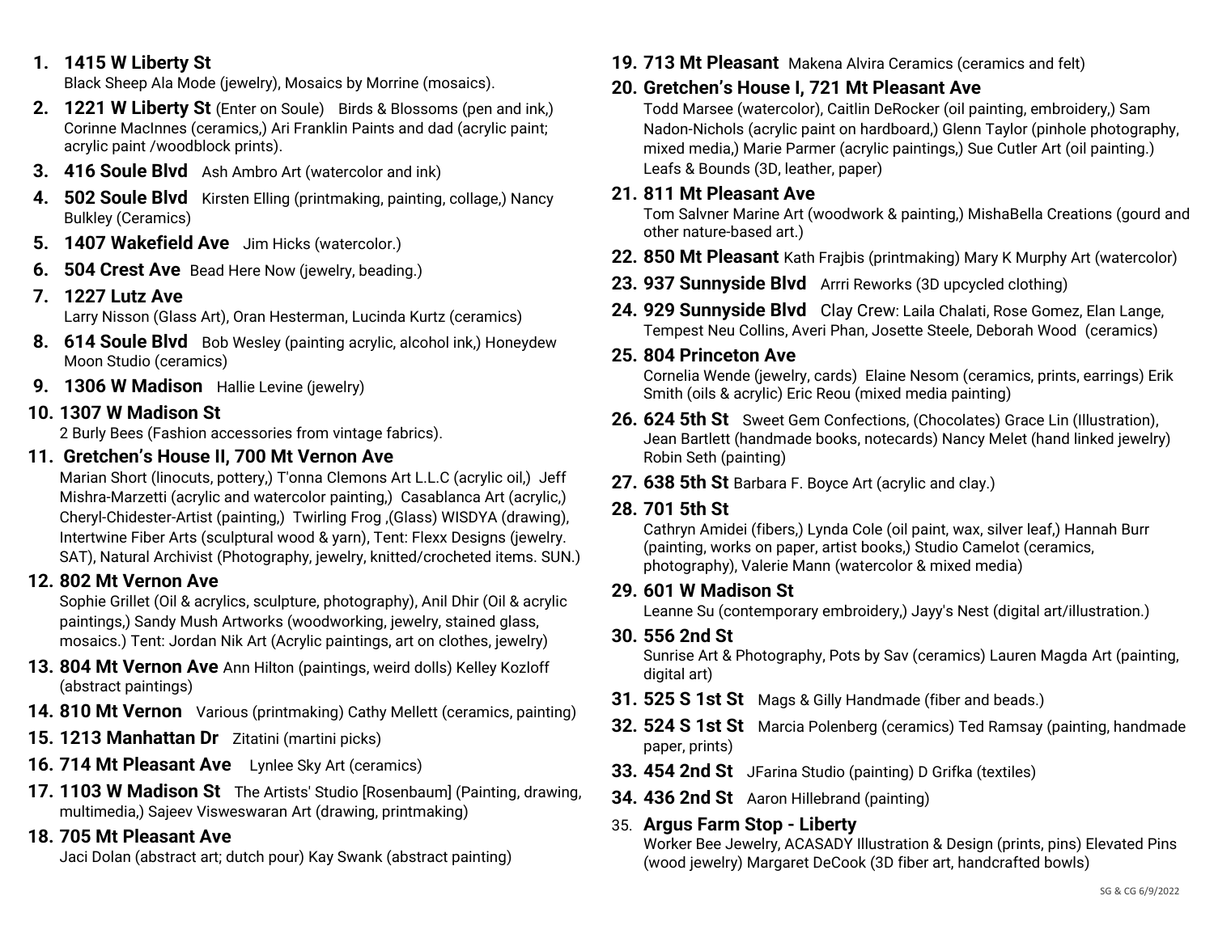1. **1415 W Liberty St**
   Black Sheep Ala Mode (jewelry), Mosaics by Morrine (mosaics).
2. **1221 W Liberty St** (Enter on Soule) Birds & Blossoms (pen and ink,) Corinne MacInnes (ceramics,) Ari Franklin Paints and dad (acrylic paint; acrylic paint /woodblock prints).
3. **416 Soule Blvd** Ash Ambro Art (watercolor and ink)
4. **502 Soule Blvd** Kirsten Elling (printmaking, painting, collage,) Nancy Bulkley (Ceramics)
5. **1407 Wakefield Ave** Jim Hicks (watercolor.)
6. **504 Crest Ave** Bead Here Now (jewelry, beading.)
7. **1227 Lutz Ave**
   Larry Nisson (Glass Art), Oran Hesterman, Lucinda Kurtz (ceramics)
8. **614 Soule Blvd** Bob Wesley (painting acrylic, alcohol ink,) Honeydew Moon Studio (ceramics)
9. **1306 W Madison** Hallie Levine (jewelry)
10. **1307 W Madison St**
    2 Burly Bees (Fashion accessories from vintage fabrics).
11. **Gretchen's House II, 700 Mt Vernon Ave**
    Marian Short (linocuts, pottery,) T'onna Clemons Art L.L.C (acrylic oil,) Jeff Mishra-Marzetti (acrylic and watercolor painting,) Casablanca Art (acrylic,) Cheryl-Chidester-Artist (painting,) Twirling Frog ,(Glass) WISDYA (drawing), Intertwine Fiber Arts (sculptural wood & yarn), Tent: Flexx Designs (jewelry. SAT), Natural Archivist (Photography, jewelry, knitted/crocheted items. SUN.)
12. **802 Mt Vernon Ave**
    Sophie Grillet (Oil & acrylics, sculpture, photography), Anil Dhir (Oil & acrylic paintings,) Sandy Mush Artworks (woodworking, jewelry, stained glass, mosaics.) Tent: Jordan Nik Art (Acrylic paintings, art on clothes, jewelry)
13. **804 Mt Vernon Ave** Ann Hilton (paintings, weird dolls) Kelley Kozloff (abstract paintings)
14. **810 Mt Vernon** Various (printmaking) Cathy Mellett (ceramics, painting)
15. **1213 Manhattan Dr** Zitatini (martini picks)
16. **714 Mt Pleasant Ave** Lynlee Sky Art (ceramics)
17. **1103 W Madison St** The Artists' Studio [Rosenbaum] (Painting, drawing, multimedia,) Sajeev Visweswaran Art (drawing, printmaking)
18. **705 Mt Pleasant Ave**
    Jaci Dolan (abstract art; dutch pour) Kay Swank (abstract painting)
19. **713 Mt Pleasant** Makena Alvira Ceramics (ceramics and felt)
20. **Gretchen's House I, 721 Mt Pleasant Ave**
    Todd Marsee (watercolor), Caitlin DeRocker (oil painting, embroidery,) Sam Nadon-Nichols (acrylic paint on hardboard,) Glenn Taylor (pinhole photography, mixed media,) Marie Parmer (acrylic paintings,) Sue Cutler Art (oil painting.) Leafs & Bounds (3D, leather, paper)
21. **811 Mt Pleasant Ave**
    Tom Salvner Marine Art (woodwork & painting,) MishaBella Creations (gourd and other nature-based art.)
22. **850 Mt Pleasant** Kath Frajbis (printmaking) Mary K Murphy Art (watercolor)
23. **937 Sunnyside Blvd** Arrri Reworks (3D upcycled clothing)
24. **929 Sunnyside Blvd** Clay Crew: Laila Chalati, Rose Gomez, Elan Lange, Tempest Neu Collins, Averi Phan, Josette Steele, Deborah Wood (ceramics)
25. **804 Princeton Ave**
    Cornelia Wende (jewelry, cards) Elaine Nesom (ceramics, prints, earrings) Erik Smith (oils & acrylic) Eric Reou (mixed media painting)
26. **624 5th St** Sweet Gem Confections, (Chocolates) Grace Lin (Illustration), Jean Bartlett (handmade books, notecards) Nancy Melet (hand linked jewelry) Robin Seth (painting)
27. **638 5th St** Barbara F. Boyce Art (acrylic and clay.)
28. **701 5th St**
    Cathryn Amidei (fibers,) Lynda Cole (oil paint, wax, silver leaf,) Hannah Burr (painting, works on paper, artist books,) Studio Camelot (ceramics, photography), Valerie Mann (watercolor & mixed media)
29. **601 W Madison St**
    Leanne Su (contemporary embroidery,) Jayy's Nest (digital art/illustration.)
30. **556 2nd St**
    Sunrise Art & Photography, Pots by Sav (ceramics) Lauren Magda Art (painting, digital art)
31. **525 S 1st St** Mags & Gilly Handmade (fiber and beads.)
32. **524 S 1st St** Marcia Polenberg (ceramics) Ted Ramsay (painting, handmade paper, prints)
33. **454 2nd St** JFarina Studio (painting) D Grifka (textiles)
34. **436 2nd St** Aaron Hillebrand (painting)
35. **Argus Farm Stop - Liberty**
    Worker Bee Jewelry, ACASADY Illustration & Design (prints, pins) Elevated Pins (wood jewelry) Margaret DeCook (3D fiber art, handcrafted bowls)

SG & CG 6/9/2022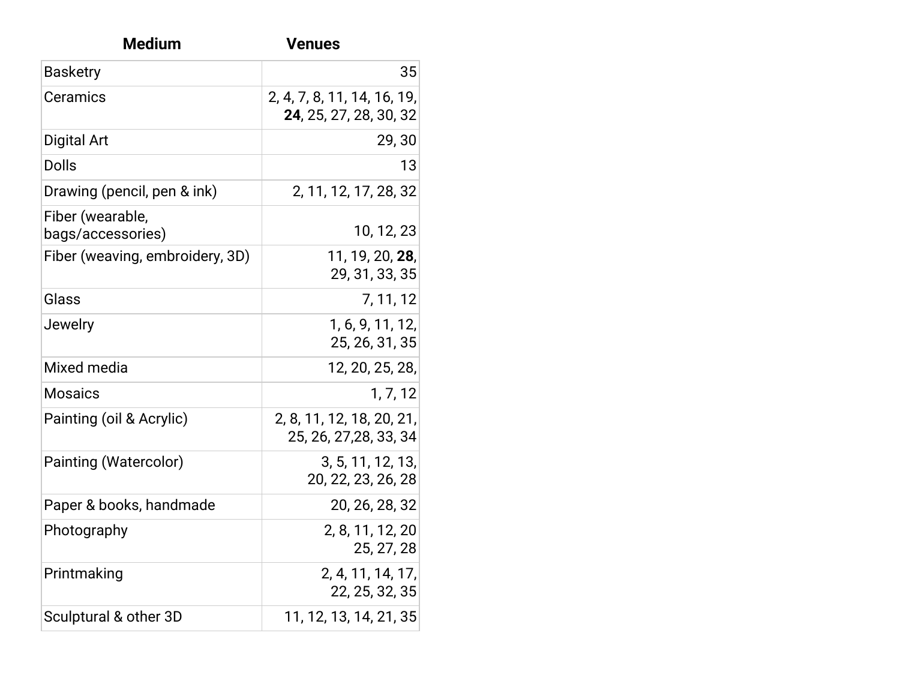| Medium | Venues |
|---|---|
| Basketry | 35 |
| Ceramics | 2, 4, 7, 8, 11, 14, 16, 19, **24**, 25, 27, 28, 30, 32 |
| Digital Art | 29, 30 |
| Dolls | 13 |
| Drawing (pencil, pen & ink) | 2, 11, 12, 17, 28, 32 |
| Fiber (wearable, bags/accessories) | 10, 12, 23 |
| Fiber (weaving, embroidery, 3D) | 11, 19, 20, **28**, 29, 31, 33, 35 |
| Glass | 7, 11, 12 |
| Jewelry | 1, 6, 9, 11, 12, 25, 26, 31, 35 |
| Mixed media | 12, 20, 25, 28, |
| Mosaics | 1, 7, 12 |
| Painting (oil & Acrylic) | 2, 8, 11, 12, 18, 20, 21, 25, 26, 27,28, 33, 34 |
| Painting (Watercolor) | 3, 5, 11, 12, 13, 20, 22, 23, 26, 28 |
| Paper & books, handmade | 20, 26, 28, 32 |
| Photography | 2, 8, 11, 12, 20 25, 27, 28 |
| Printmaking | 2, 4, 11, 14, 17, 22, 25, 32, 35 |
| Sculptural & other 3D | 11, 12, 13, 14, 21, 35 |